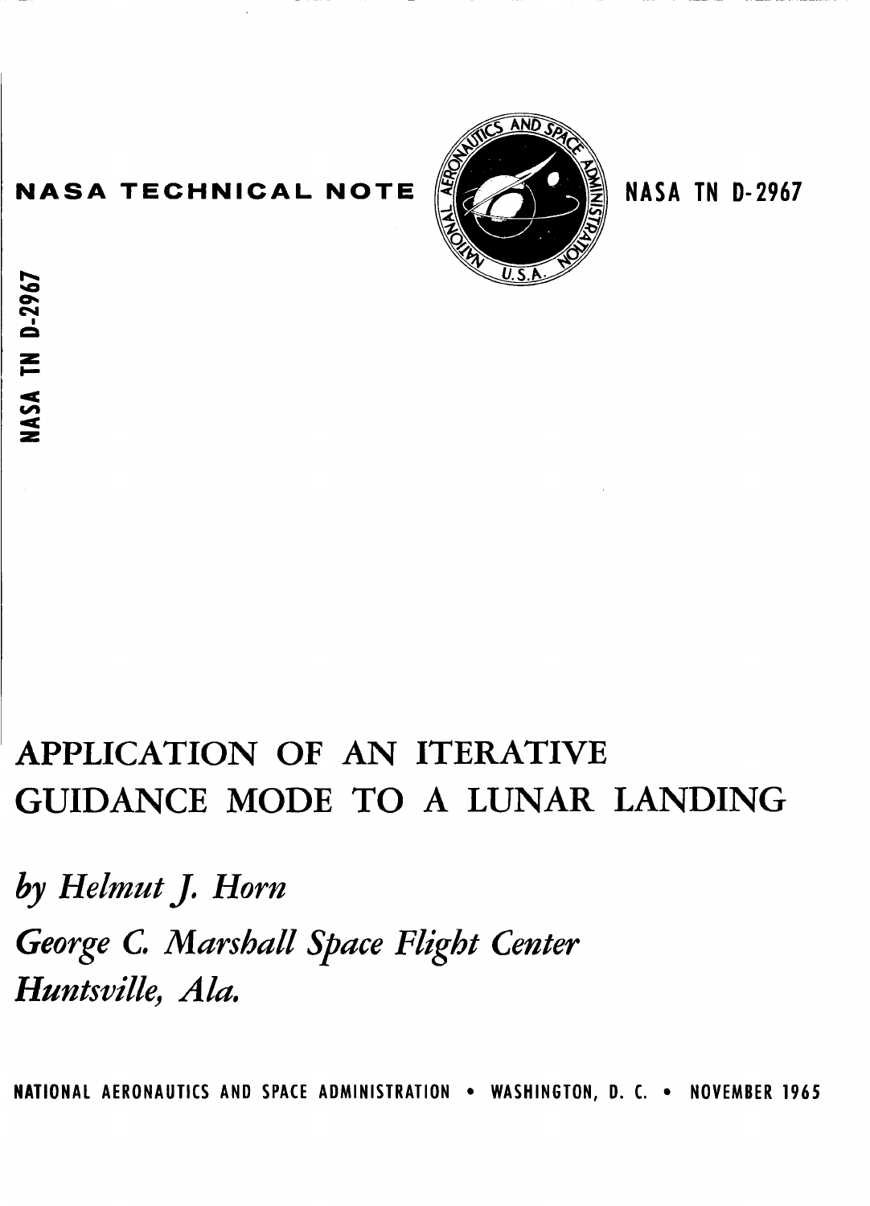**NASA TECHNICAL NOTE** NASA TN D-2967

NASA TN D-2967

# APPLICATION OF AN ITERATIVE GUIDANCE MODE TO A LUNAR LANDING

*by Helmut J. Horn*

*George C. Marshall Space Flight Center*
*Huntsville, Ala.*

NATIONAL AERONAUTICS AND SPACE ADMINISTRATION • WASHINGTON, D. C. • NOVEMBER 1965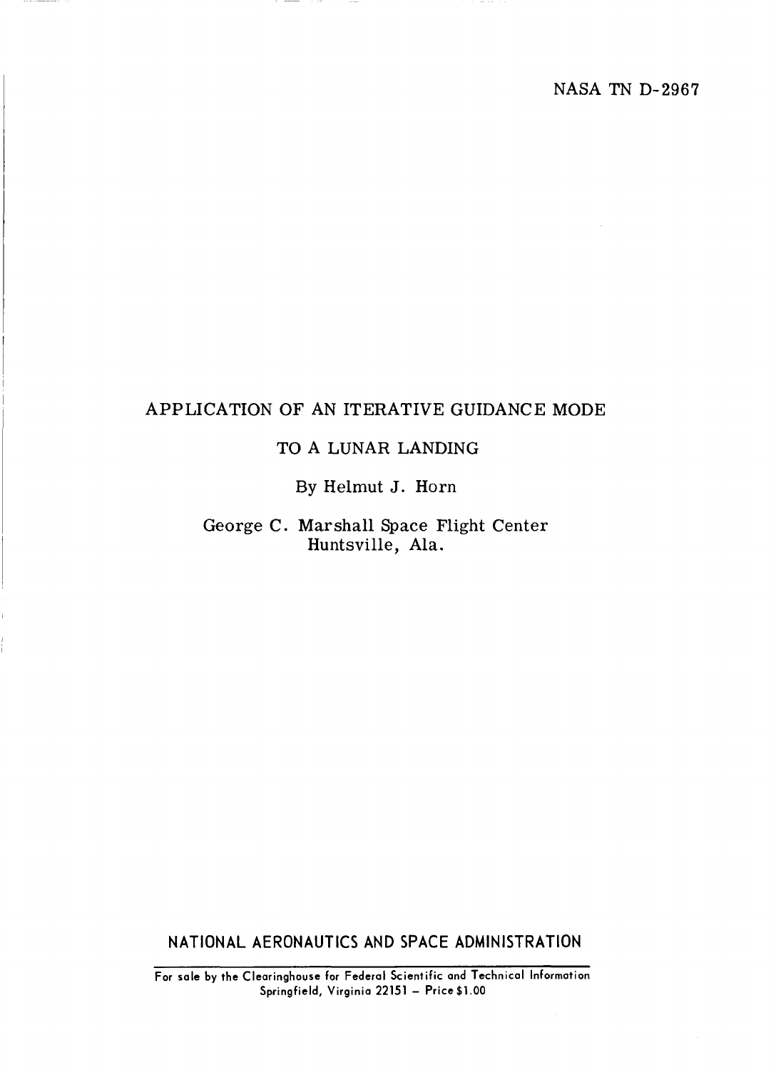NASA TN D-2967

# APPLICATION OF AN ITERATIVE GUIDANCE MODE TO A LUNAR LANDING

By Helmut J. Horn

George C. Marshall Space Flight Center
Huntsville, Ala.

NATIONAL AERONAUTICS AND SPACE ADMINISTRATION

For sale by the Clearinghouse for Federal Scientific and Technical Information
Springfield, Virginia 22151 – Price $1.00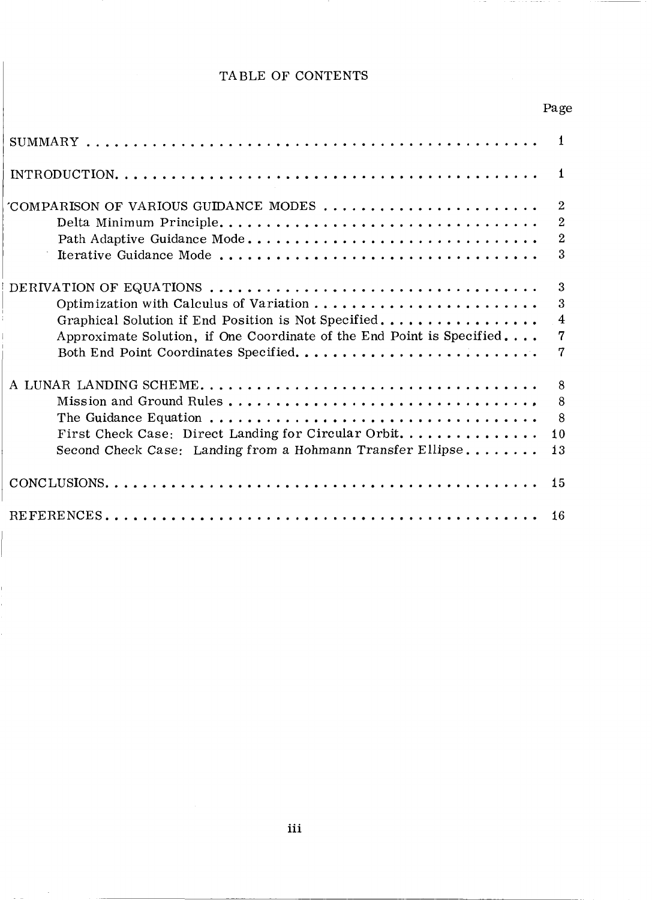# TABLE OF CONTENTS

| | Page |
|---|---|
| SUMMARY | 1 |
| INTRODUCTION | 1 |
| COMPARISON OF VARIOUS GUIDANCE MODES | 2 |
| Delta Minimum Principle | 2 |
| Path Adaptive Guidance Mode | 2 |
| Iterative Guidance Mode | 3 |
| DERIVATION OF EQUATIONS | 3 |
| Optimization with Calculus of Variation | 3 |
| Graphical Solution if End Position is Not Specified | 4 |
| Approximate Solution, if One Coordinate of the End Point is Specified | 7 |
| Both End Point Coordinates Specified | 7 |
| A LUNAR LANDING SCHEME | 8 |
| Mission and Ground Rules | 8 |
| The Guidance Equation | 8 |
| First Check Case: Direct Landing for Circular Orbit | 10 |
| Second Check Case: Landing from a Hohmann Transfer Ellipse | 13 |
| CONCLUSIONS | 15 |
| REFERENCES | 16 |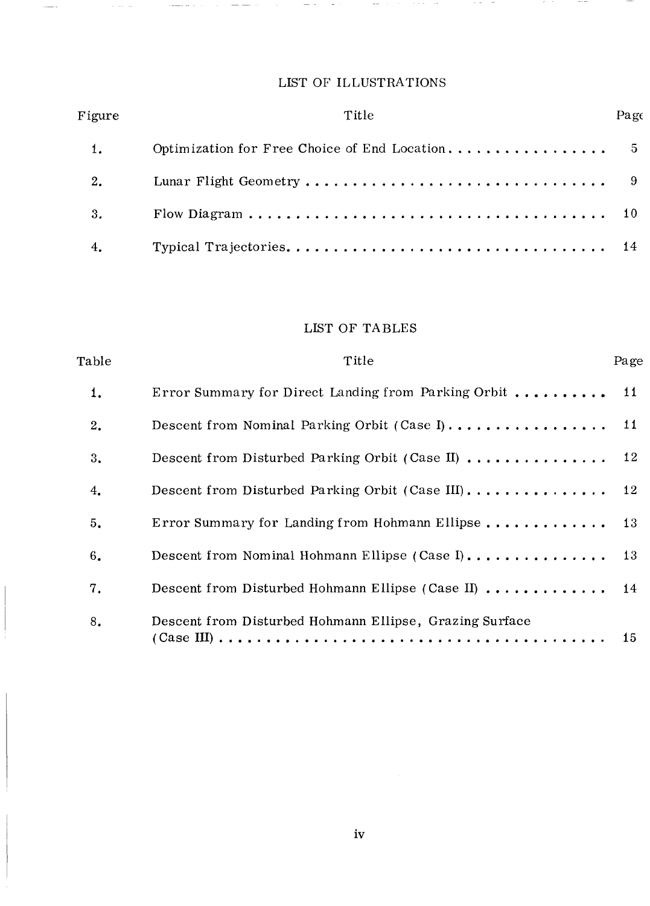## LIST OF ILLUSTRATIONS

| Figure | Title | Page |
|---|---|---|
| 1. | Optimization for Free Choice of End Location | 5 |
| 2. | Lunar Flight Geometry | 9 |
| 3. | Flow Diagram | 10 |
| 4. | Typical Trajectories | 14 |

## LIST OF TABLES

| Table | Title | Page |
|---|---|---|
| 1. | Error Summary for Direct Landing from Parking Orbit | 11 |
| 2. | Descent from Nominal Parking Orbit (Case I) | 11 |
| 3. | Descent from Disturbed Parking Orbit (Case II) | 12 |
| 4. | Descent from Disturbed Parking Orbit (Case III) | 12 |
| 5. | Error Summary for Landing from Hohmann Ellipse | 13 |
| 6. | Descent from Nominal Hohmann Ellipse (Case I) | 13 |
| 7. | Descent from Disturbed Hohmann Ellipse (Case II) | 14 |
| 8. | Descent from Disturbed Hohmann Ellipse, Grazing Surface (Case III) | 15 |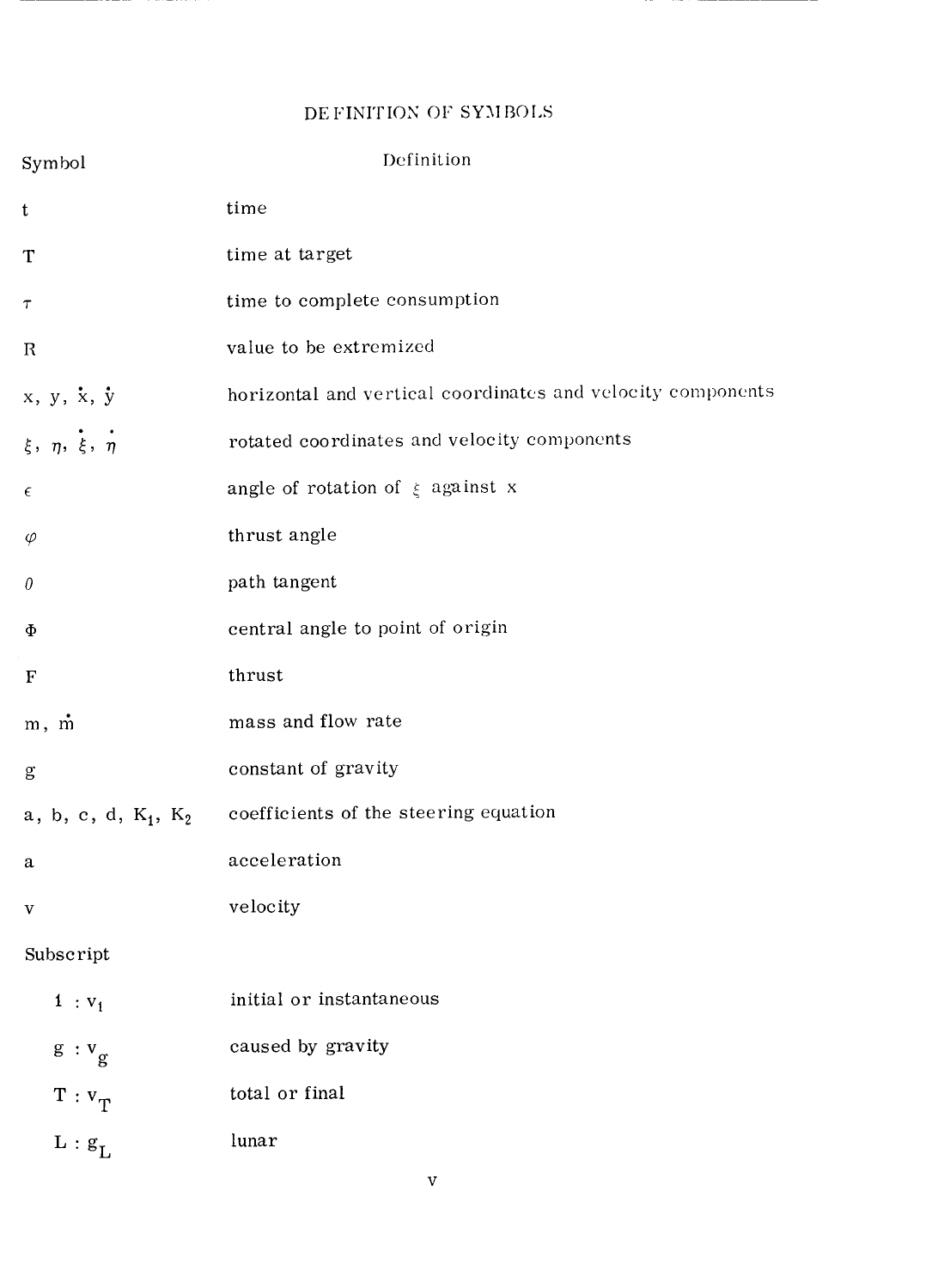# DEFINITION OF SYMBOLS

| Symbol | Definition |
|---|---|
| $t$ | time |
| $T$ | time at target |
| $\tau$ | time to complete consumption |
| $R$ | value to be extremized |
| $x$, $y$, $\dot{x}$, $\dot{y}$ | horizontal and vertical coordinates and velocity components |
| $\xi$, $\eta$, $\dot{\xi}$, $\dot{\eta}$ | rotated coordinates and velocity components |
| $\epsilon$ | angle of rotation of $\xi$ against $x$ |
| $\varphi$ | thrust angle |
| $\theta$ | path tangent |
| $\Phi$ | central angle to point of origin |
| $F$ | thrust |
| $m$, $\dot{m}$ | mass and flow rate |
| $g$ | constant of gravity |
| $a$, $b$, $c$, $d$, $K_1$, $K_2$ | coefficients of the steering equation |
| $a$ | acceleration |
| $v$ | velocity |

Subscript

| Subscript | Definition |
|---|---|
| $1 : v_1$ | initial or instantaneous |
| $g : v_g$ | caused by gravity |
| $T : v_T$ | total or final |
| $L : g_L$ | lunar |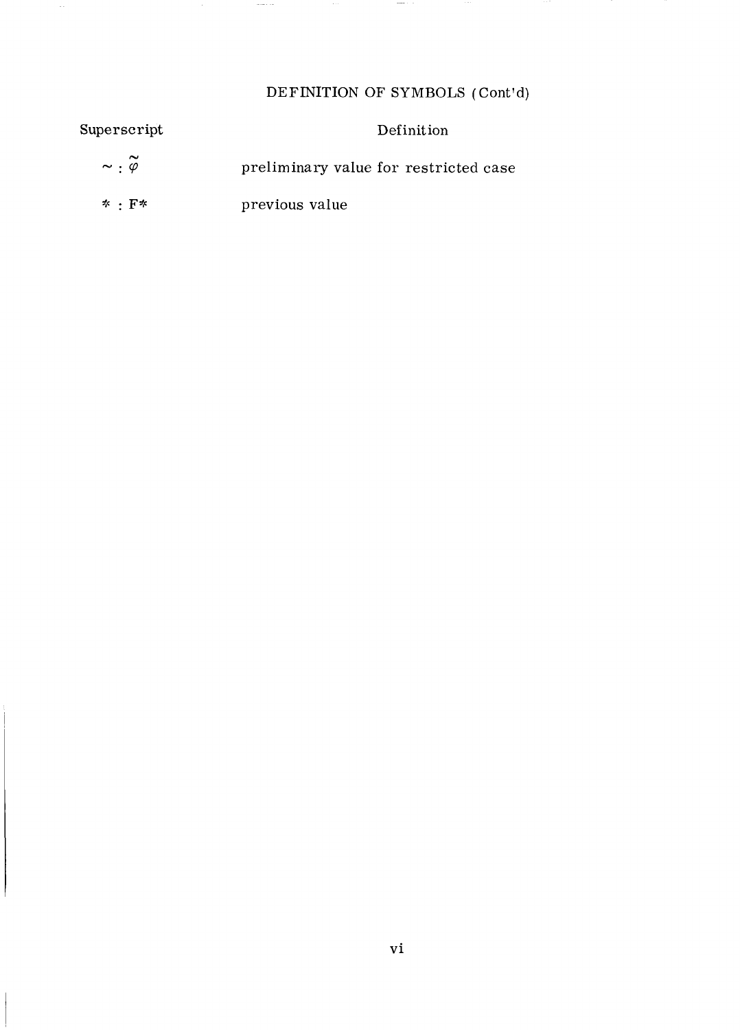## DEFINITION OF SYMBOLS (Cont'd)

| Superscript | Definition |
| --- | --- |
| $\sim : \tilde{\varphi}$ | preliminary value for restricted case |
| $* : F^*$ | previous value |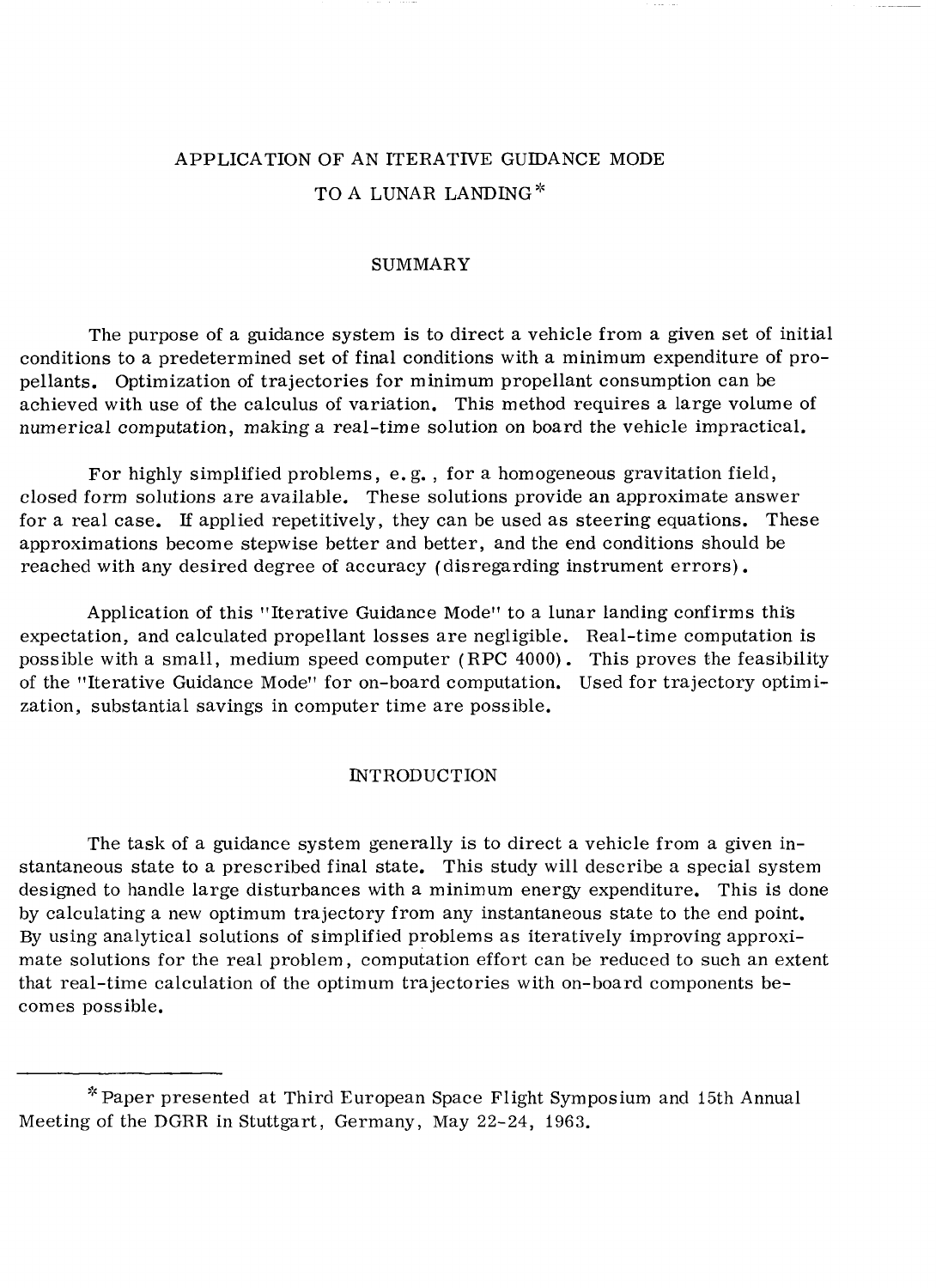# APPLICATION OF AN ITERATIVE GUIDANCE MODE TO A LUNAR LANDING*

## SUMMARY

The purpose of a guidance system is to direct a vehicle from a given set of initial conditions to a predetermined set of final conditions with a minimum expenditure of propellants. Optimization of trajectories for minimum propellant consumption can be achieved with use of the calculus of variation. This method requires a large volume of numerical computation, making a real-time solution on board the vehicle impractical.

For highly simplified problems, e.g., for a homogeneous gravitation field, closed form solutions are available. These solutions provide an approximate answer for a real case. If applied repetitively, they can be used as steering equations. These approximations become stepwise better and better, and the end conditions should be reached with any desired degree of accuracy (disregarding instrument errors).

Application of this "Iterative Guidance Mode" to a lunar landing confirms this expectation, and calculated propellant losses are negligible. Real-time computation is possible with a small, medium speed computer (RPC 4000). This proves the feasibility of the "Iterative Guidance Mode" for on-board computation. Used for trajectory optimization, substantial savings in computer time are possible.

## INTRODUCTION

The task of a guidance system generally is to direct a vehicle from a given instantaneous state to a prescribed final state. This study will describe a special system designed to handle large disturbances with a minimum energy expenditure. This is done by calculating a new optimum trajectory from any instantaneous state to the end point. By using analytical solutions of simplified problems as iteratively improving approximate solutions for the real problem, computation effort can be reduced to such an extent that real-time calculation of the optimum trajectories with on-board components becomes possible.

---

*Paper presented at Third European Space Flight Symposium and 15th Annual Meeting of the DGRR in Stuttgart, Germany, May 22-24, 1963.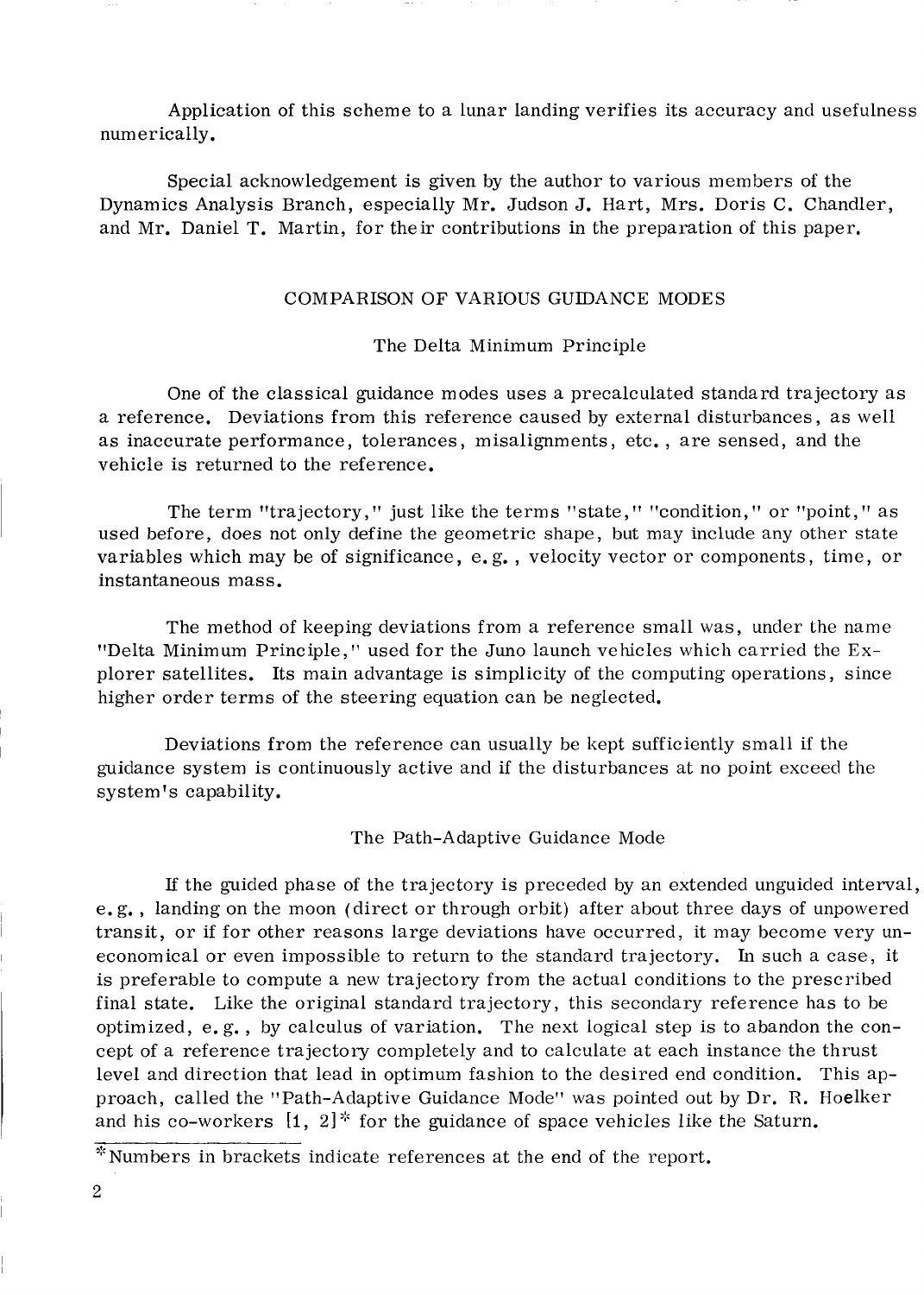Application of this scheme to a lunar landing verifies its accuracy and usefulness numerically.

Special acknowledgement is given by the author to various members of the Dynamics Analysis Branch, especially Mr. Judson J. Hart, Mrs. Doris C. Chandler, and Mr. Daniel T. Martin, for their contributions in the preparation of this paper.

## COMPARISON OF VARIOUS GUIDANCE MODES

### The Delta Minimum Principle

One of the classical guidance modes uses a precalculated standard trajectory as a reference. Deviations from this reference caused by external disturbances, as well as inaccurate performance, tolerances, misalignments, etc., are sensed, and the vehicle is returned to the reference.

The term "trajectory," just like the terms "state," "condition," or "point," as used before, does not only define the geometric shape, but may include any other state variables which may be of significance, e.g., velocity vector or components, time, or instantaneous mass.

The method of keeping deviations from a reference small was, under the name "Delta Minimum Principle," used for the Juno launch vehicles which carried the Explorer satellites. Its main advantage is simplicity of the computing operations, since higher order terms of the steering equation can be neglected.

Deviations from the reference can usually be kept sufficiently small if the guidance system is continuously active and if the disturbances at no point exceed the system's capability.

### The Path-Adaptive Guidance Mode

If the guided phase of the trajectory is preceded by an extended unguided interval, e.g., landing on the moon (direct or through orbit) after about three days of unpowered transit, or if for other reasons large deviations have occurred, it may become very uneconomical or even impossible to return to the standard trajectory. In such a case, it is preferable to compute a new trajectory from the actual conditions to the prescribed final state. Like the original standard trajectory, this secondary reference has to be optimized, e.g., by calculus of variation. The next logical step is to abandon the concept of a reference trajectory completely and to calculate at each instance the thrust level and direction that lead in optimum fashion to the desired end condition. This approach, called the "Path-Adaptive Guidance Mode" was pointed out by Dr. R. Hoelker and his co-workers [1, 2]* for the guidance of space vehicles like the Saturn.

*Numbers in brackets indicate references at the end of the report.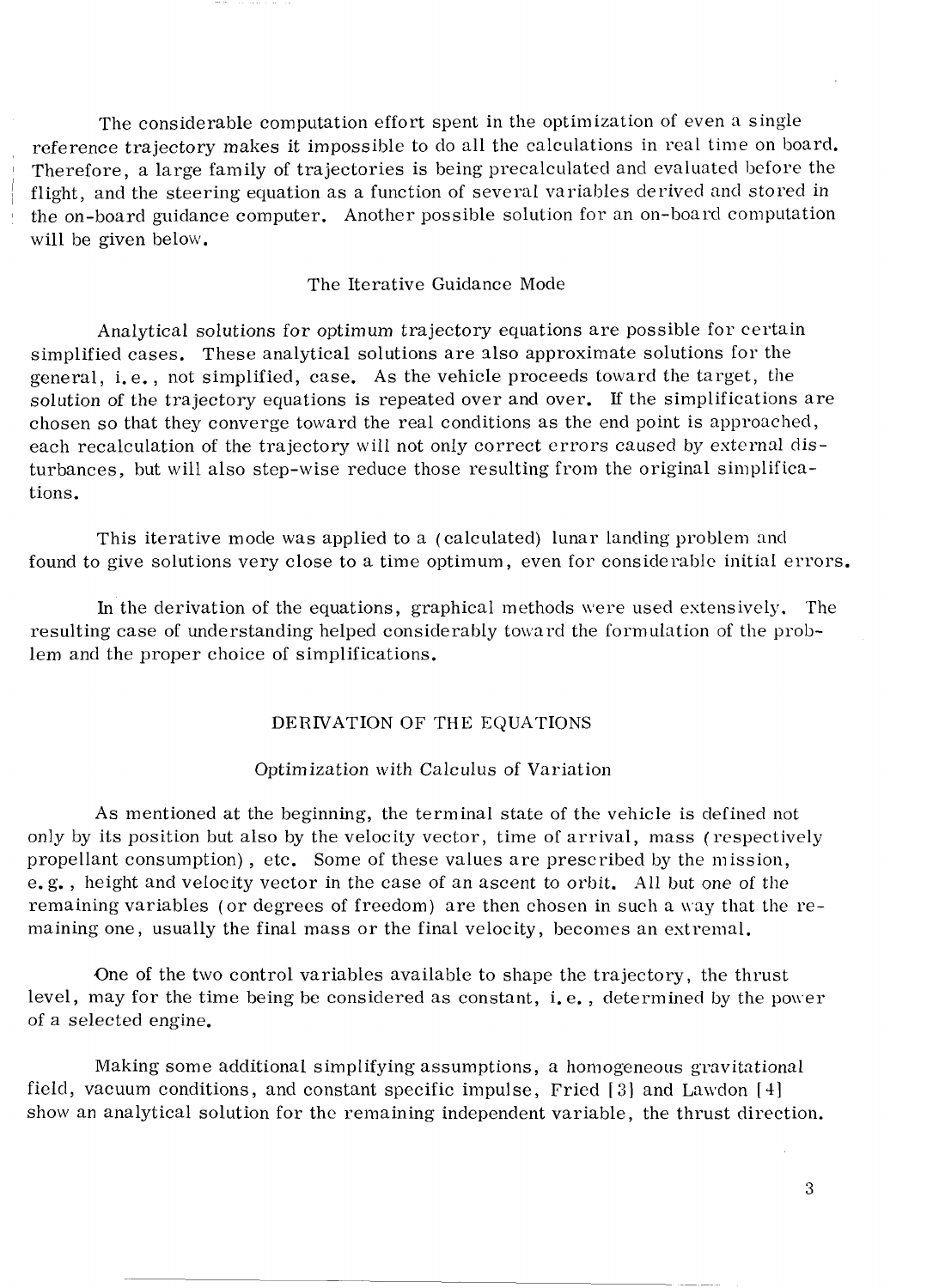The considerable computation effort spent in the optimization of even a single reference trajectory makes it impossible to do all the calculations in real time on board. Therefore, a large family of trajectories is being precalculated and evaluated before the flight, and the steering equation as a function of several variables derived and stored in the on-board guidance computer. Another possible solution for an on-board computation will be given below.

### The Iterative Guidance Mode

Analytical solutions for optimum trajectory equations are possible for certain simplified cases. These analytical solutions are also approximate solutions for the general, i.e., not simplified, case. As the vehicle proceeds toward the target, the solution of the trajectory equations is repeated over and over. If the simplifications are chosen so that they converge toward the real conditions as the end point is approached, each recalculation of the trajectory will not only correct errors caused by external disturbances, but will also step-wise reduce those resulting from the original simplifications.

This iterative mode was applied to a (calculated) lunar landing problem and found to give solutions very close to a time optimum, even for considerable initial errors.

In the derivation of the equations, graphical methods were used extensively. The resulting case of understanding helped considerably toward the formulation of the problem and the proper choice of simplifications.

## DERIVATION OF THE EQUATIONS

### Optimization with Calculus of Variation

As mentioned at the beginning, the terminal state of the vehicle is defined not only by its position but also by the velocity vector, time of arrival, mass (respectively propellant consumption), etc. Some of these values are prescribed by the mission, e.g., height and velocity vector in the case of an ascent to orbit. All but one of the remaining variables (or degrees of freedom) are then chosen in such a way that the remaining one, usually the final mass or the final velocity, becomes an extremal.

One of the two control variables available to shape the trajectory, the thrust level, may for the time being be considered as constant, i.e., determined by the power of a selected engine.

Making some additional simplifying assumptions, a homogeneous gravitational field, vacuum conditions, and constant specific impulse, Fried [3] and Lawdon [4] show an analytical solution for the remaining independent variable, the thrust direction.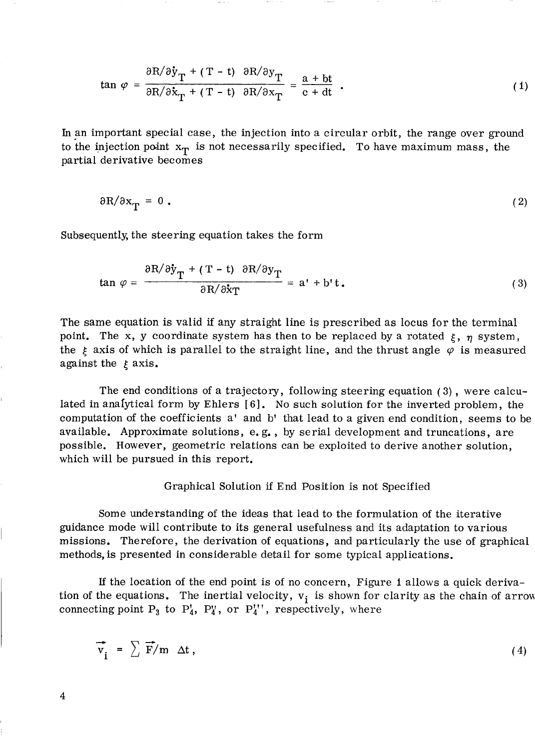$$\tan \varphi = \frac{\partial R/\partial \dot{y}_T + (T - t)\ \partial R/\partial y_T}{\partial R/\partial \dot{x}_T + (T - t)\ \partial R/\partial x_T} = \frac{a + bt}{c + dt} \ . \tag{1}$$

In an important special case, the injection into a circular orbit, the range over ground to the injection point $x_T$ is not necessarily specified. To have maximum mass, the partial derivative becomes

$$\partial R/\partial x_T = 0 \ . \tag{2}$$

Subsequently, the steering equation takes the form

$$\tan \varphi = \frac{\partial R/\partial \dot{y}_T + (T - t)\ \partial R/\partial y_T}{\partial R/\partial \dot{x}_T} = a' + b' t \ . \tag{3}$$

The same equation is valid if any straight line is prescribed as locus for the terminal point. The x, y coordinate system has then to be replaced by a rotated $\xi$, $\eta$ system, the $\xi$ axis of which is parallel to the straight line, and the thrust angle $\varphi$ is measured against the $\xi$ axis.

The end conditions of a trajectory, following steering equation (3), were calculated in analytical form by Ehlers [6]. No such solution for the inverted problem, the computation of the coefficients a' and b' that lead to a given end condition, seems to be available. Approximate solutions, e.g., by serial development and truncations, are possible. However, geometric relations can be exploited to derive another solution, which will be pursued in this report.

## Graphical Solution if End Position is not Specified

Some understanding of the ideas that lead to the formulation of the iterative guidance mode will contribute to its general usefulness and its adaptation to various missions. Therefore, the derivation of equations, and particularly the use of graphical methods, is presented in considerable detail for some typical applications.

If the location of the end point is of no concern, Figure 1 allows a quick derivation of the equations. The inertial velocity, $v_i$ is shown for clarity as the chain of arrow connecting point $P_3$ to $P_4'$, $P_4''$, or $P_4'''$, respectively, where

$$\vec{v}_i = \sum \vec{F}/m \ \Delta t \ , \tag{4}$$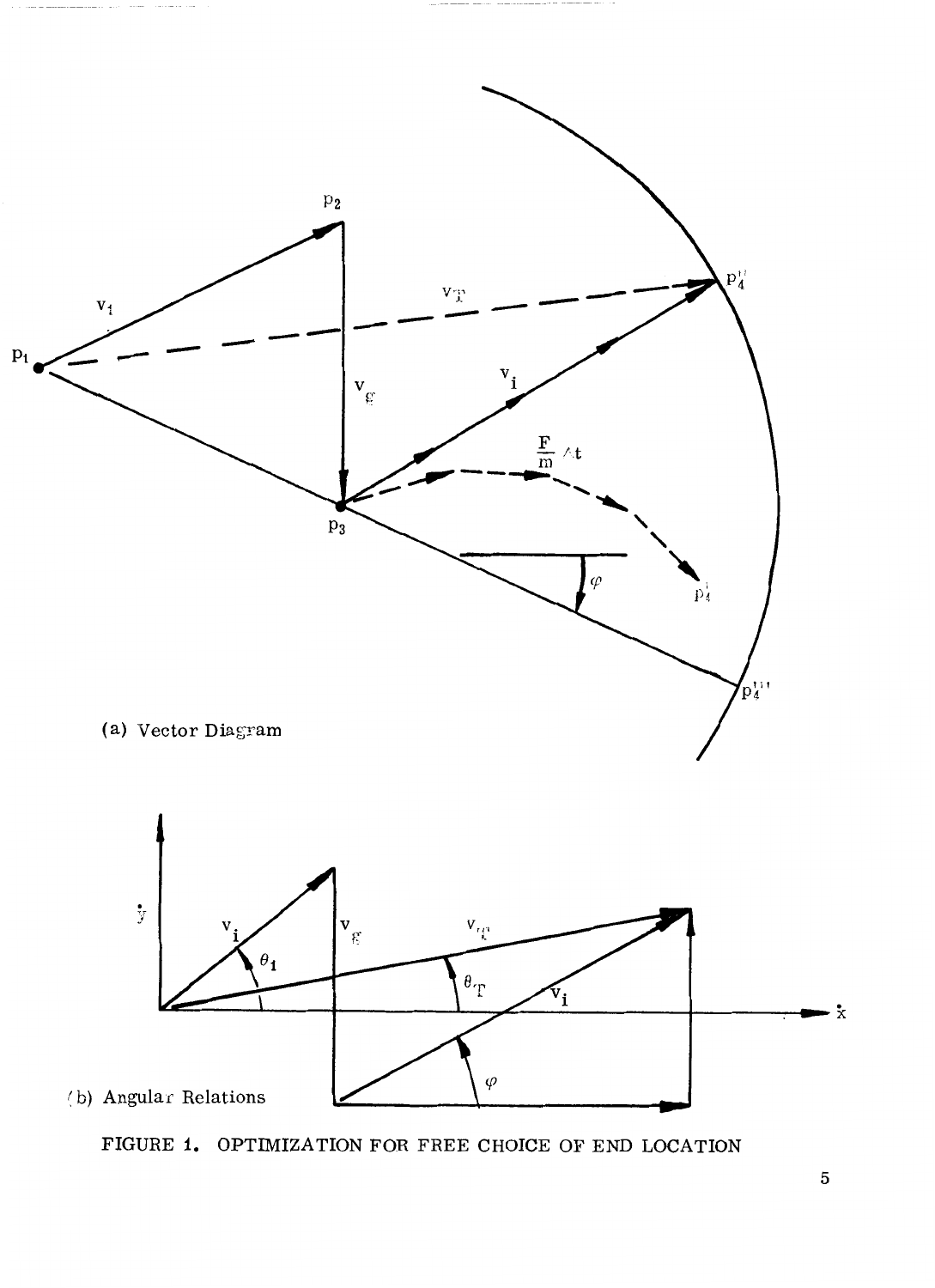(a) Vector Diagram

(b) Angular Relations

FIGURE 1. OPTIMIZATION FOR FREE CHOICE OF END LOCATION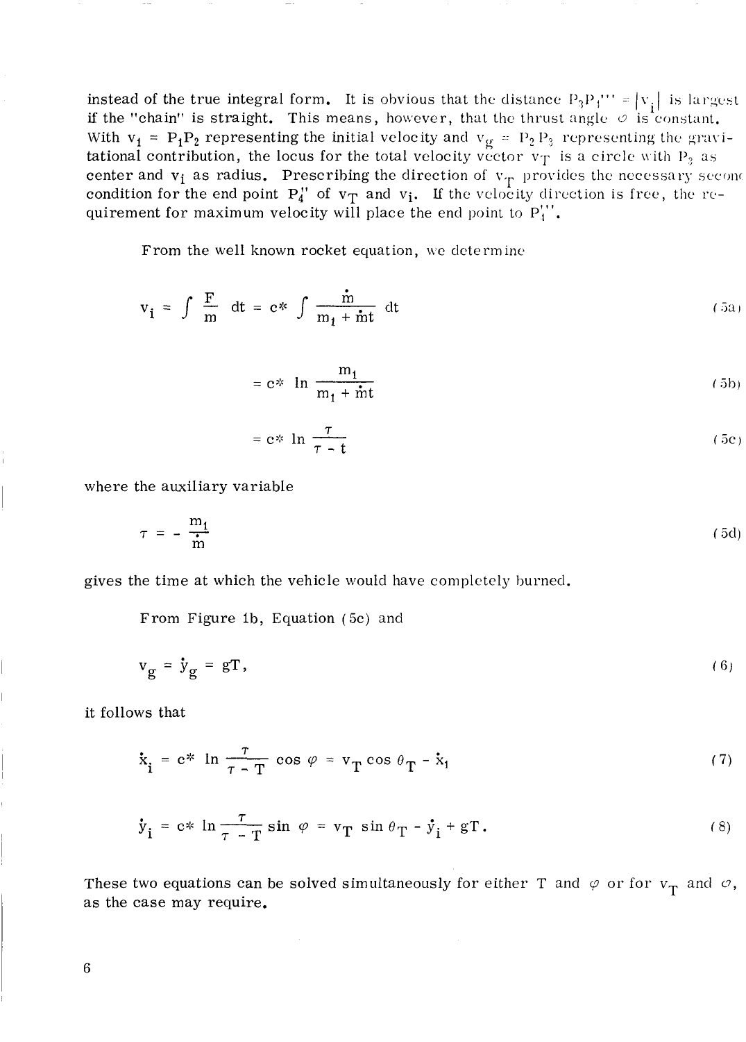instead of the true integral form. It is obvious that the distance $P_3P_4''' = |v_i|$ is largest if the "chain" is straight. This means, however, that the thrust angle $\varphi$ is constant. With $v_1 = P_1P_2$ representing the initial velocity and $v_g = P_2P_3$ representing the gravitational contribution, the locus for the total velocity vector $v_T$ is a circle with $P_3$ as center and $v_i$ as radius. Prescribing the direction of $v_T$ provides the necessary second condition for the end point $P_4''$ of $v_T$ and $v_i$. If the velocity direction is free, the requirement for maximum velocity will place the end point to $P_4'''$.

From the well known rocket equation, we determine

$$v_i = \int \frac{F}{m}\, dt = c^* \int \frac{\dot{m}}{m_1 + \dot{m}t}\, dt \tag{5a}$$

$$= c^* \ln \frac{m_1}{m_1 + \dot{m}t} \tag{5b}$$

$$= c^* \ln \frac{\tau}{\tau - t} \tag{5c}$$

where the auxiliary variable

$$\tau = -\frac{m_1}{\dot{m}} \tag{5d}$$

gives the time at which the vehicle would have completely burned.

From Figure 1b, Equation (5c) and

$$v_g = \dot{y}_g = gT, \tag{6}$$

it follows that

$$\dot{x}_i = c^* \ln \frac{\tau}{\tau - T} \cos \varphi = v_T \cos \theta_T - \dot{x}_1 \tag{7}$$

$$\dot{y}_i = c^* \ln \frac{\tau}{\tau - T} \sin \varphi = v_T \sin \theta_T - \dot{y}_i + gT. \tag{8}$$

These two equations can be solved simultaneously for either T and $\varphi$ or for $v_T$ and $\varphi$, as the case may require.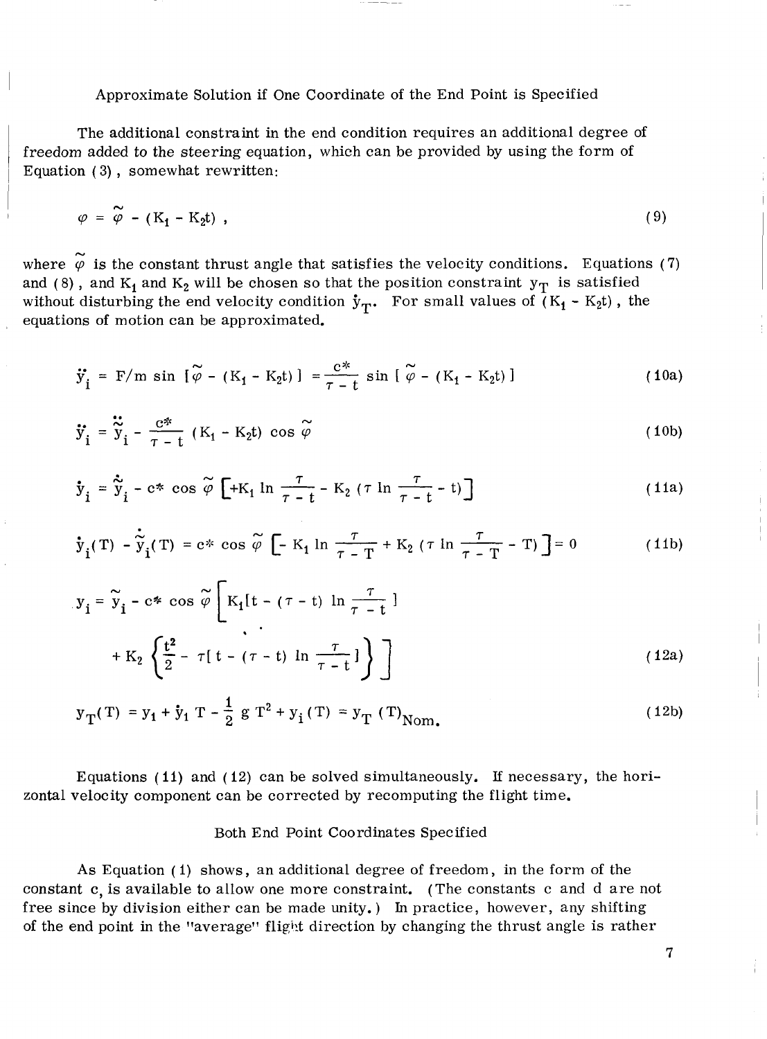### Approximate Solution if One Coordinate of the End Point is Specified

The additional constraint in the end condition requires an additional degree of freedom added to the steering equation, which can be provided by using the form of Equation (3), somewhat rewritten:

$$\varphi = \tilde{\varphi} - (K_1 - K_2 t) \,, \tag{9}$$

where $\tilde{\varphi}$ is the constant thrust angle that satisfies the velocity conditions. Equations (7) and (8), and $K_1$ and $K_2$ will be chosen so that the position constraint $y_T$ is satisfied without disturbing the end velocity condition $\dot{y}_T$. For small values of $(K_1 - K_2 t)$, the equations of motion can be approximated.

$$\ddot{y}_i = F/m \sin\left[\tilde{\varphi} - (K_1 - K_2 t)\right] = \frac{c^*}{\tau - t} \sin\left[\tilde{\varphi} - (K_1 - K_2 t)\right] \tag{10a}$$

$$\ddot{y}_i = \ddot{\tilde{y}}_i - \frac{c^*}{\tau - t} (K_1 - K_2 t) \cos \tilde{\varphi} \tag{10b}$$

$$\dot{y}_i = \dot{\tilde{y}}_i - c^* \cos \tilde{\varphi} \left[ +K_1 \ln \frac{\tau}{\tau - t} - K_2 \left(\tau \ln \frac{\tau}{\tau - t} - t\right) \right] \tag{11a}$$

$$\dot{y}_i(T) - \dot{\tilde{y}}_i(T) = c^* \cos \tilde{\varphi} \left[ - K_1 \ln \frac{\tau}{\tau - T} + K_2 \left(\tau \ln \frac{\tau}{\tau - T} - T\right) \right] = 0 \tag{11b}$$

$$y_i = \tilde{y}_i - c^* \cos \tilde{\varphi} \left[ K_1 \left[t - (\tau - t) \ln \frac{\tau}{\tau - t}\right] + K_2 \left\{ \frac{t^2}{2} - \tau \left[ t - (\tau - t) \ln \frac{\tau}{\tau - t} \right] \right\} \right] \tag{12a}$$

$$y_T(T) = y_1 + \dot{y}_1 T - \frac{1}{2} g T^2 + y_i(T) = y_T(T)_{Nom.} \tag{12b}$$

Equations (11) and (12) can be solved simultaneously. If necessary, the horizontal velocity component can be corrected by recomputing the flight time.

### Both End Point Coordinates Specified

As Equation (1) shows, an additional degree of freedom, in the form of the constant c, is available to allow one more constraint. (The constants c and d are not free since by division either can be made unity.) In practice, however, any shifting of the end point in the "average" flight direction by changing the thrust angle is rather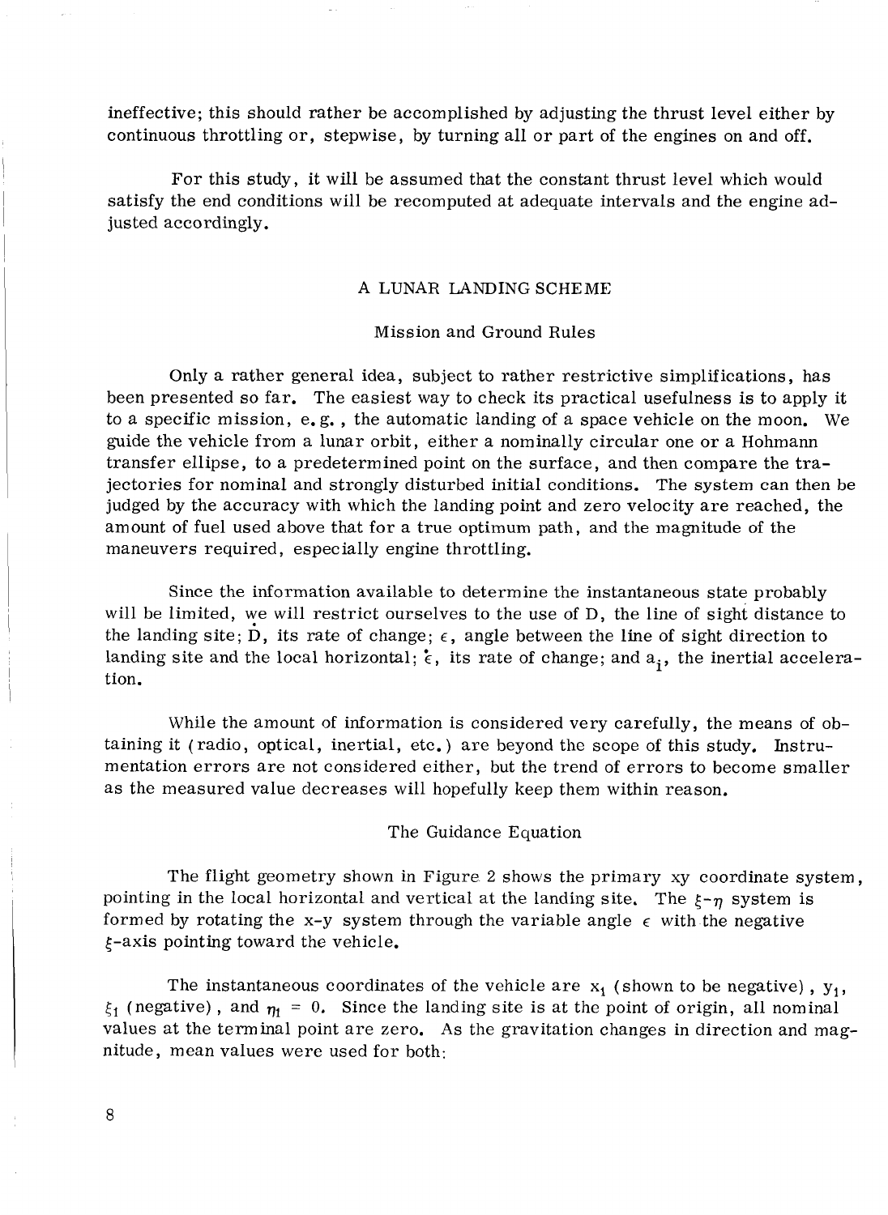ineffective; this should rather be accomplished by adjusting the thrust level either by continuous throttling or, stepwise, by turning all or part of the engines on and off.

For this study, it will be assumed that the constant thrust level which would satisfy the end conditions will be recomputed at adequate intervals and the engine adjusted accordingly.

## A LUNAR LANDING SCHEME

### Mission and Ground Rules

Only a rather general idea, subject to rather restrictive simplifications, has been presented so far. The easiest way to check its practical usefulness is to apply it to a specific mission, e.g., the automatic landing of a space vehicle on the moon. We guide the vehicle from a lunar orbit, either a nominally circular one or a Hohmann transfer ellipse, to a predetermined point on the surface, and then compare the trajectories for nominal and strongly disturbed initial conditions. The system can then be judged by the accuracy with which the landing point and zero velocity are reached, the amount of fuel used above that for a true optimum path, and the magnitude of the maneuvers required, especially engine throttling.

Since the information available to determine the instantaneous state probably will be limited, we will restrict ourselves to the use of D, the line of sight distance to the landing site; $\dot{D}$, its rate of change; $\epsilon$, angle between the line of sight direction to landing site and the local horizontal; $\dot{\epsilon}$, its rate of change; and $a_i$, the inertial acceleration.

While the amount of information is considered very carefully, the means of obtaining it (radio, optical, inertial, etc.) are beyond the scope of this study. Instrumentation errors are not considered either, but the trend of errors to become smaller as the measured value decreases will hopefully keep them within reason.

### The Guidance Equation

The flight geometry shown in Figure 2 shows the primary xy coordinate system, pointing in the local horizontal and vertical at the landing site. The $\xi$-$\eta$ system is formed by rotating the x-y system through the variable angle $\epsilon$ with the negative $\xi$-axis pointing toward the vehicle.

The instantaneous coordinates of the vehicle are $x_1$ (shown to be negative), $y_1$, $\xi_1$ (negative), and $\eta_1 = 0$. Since the landing site is at the point of origin, all nominal values at the terminal point are zero. As the gravitation changes in direction and magnitude, mean values were used for both: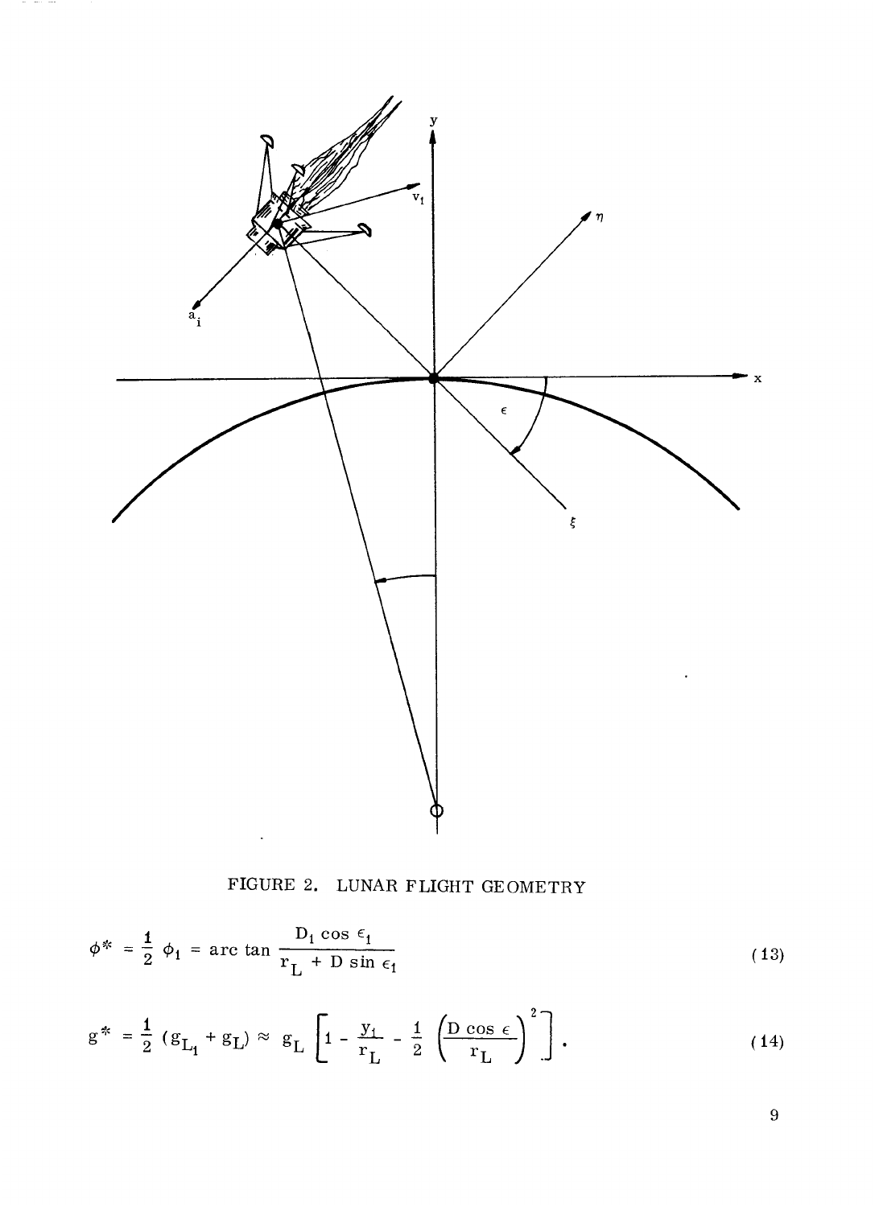FIGURE 2. LUNAR FLIGHT GEOMETRY

$$\phi^* = \frac{1}{2}\,\phi_1 = \arc\tan \frac{D_1 \cos \epsilon_1}{r_L + D \sin \epsilon_1} \tag{13}$$

$$g^* = \frac{1}{2}\,(g_{L_1} + g_L) \approx g_L \left[ 1 - \frac{y_1}{r_L} - \frac{1}{2}\left(\frac{D \cos \epsilon}{r_L}\right)^2 \right] . \tag{14}$$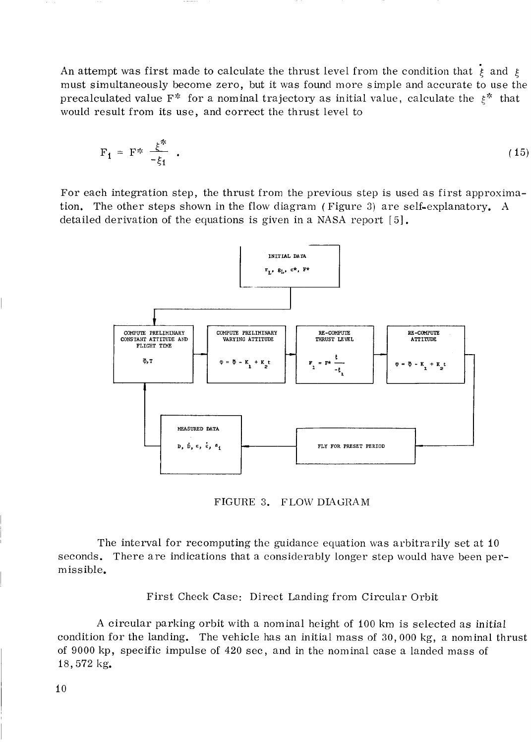An attempt was first made to calculate the thrust level from the condition that $\dot{\xi}$ and $\xi$ must simultaneously become zero, but it was found more simple and accurate to use the precalculated value $F^*$ for a nominal trajectory as initial value, calculate the $\xi^*$ that would result from its use, and correct the thrust level to

$$F_1 = F^* \frac{\xi^*}{-\xi_1} . \tag{15}$$

For each integration step, the thrust from the previous step is used as first approximation. The other steps shown in the flow diagram (Figure 3) are self-explanatory. A detailed derivation of the equations is given in a NASA report [5].

INITIAL DATA

$r_L$, $g_L$, $c^*$, $F^*$

COMPUTE PRELIMINARY CONSTANT ATTITUDE AND FLIGHT TIME

$\Phi$, $T$

COMPUTE PRELIMINARY VARYING ATTITUDE

$\varphi = \Phi - K_1 + K_2 t$

RE-COMPUTE THRUST LEVEL

$F_1 = F^* \frac{\xi}{-\xi_1}$

RE-COMPUTE ATTITUDE

$\varphi = \Phi - K_1 + K_2 t$

FLY FOR PRESET PERIOD

MEASURED DATA

$D$, $\dot{D}$, $\epsilon$, $\dot{\epsilon}$, $a_1$

FIGURE 3. FLOW DIAGRAM

The interval for recomputing the guidance equation was arbitrarily set at 10 seconds. There are indications that a considerably longer step would have been permissible.

## First Check Case: Direct Landing from Circular Orbit

A circular parking orbit with a nominal height of 100 km is selected as initial condition for the landing. The vehicle has an initial mass of 30,000 kg, a nominal thrust of 9000 kp, specific impulse of 420 sec, and in the nominal case a landed mass of 18,572 kg.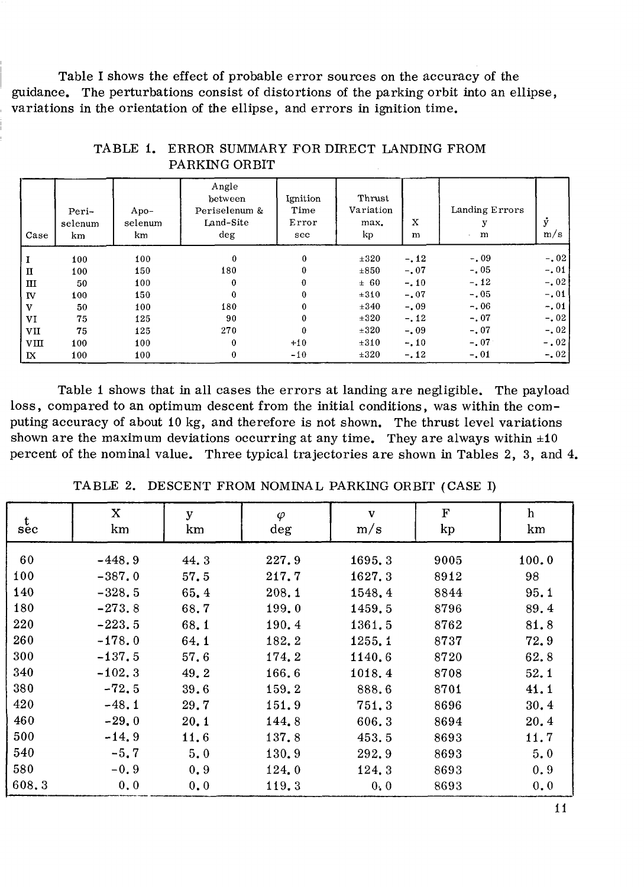Table I shows the effect of probable error sources on the accuracy of the guidance. The perturbations consist of distortions of the parking orbit into an ellipse, variations in the orientation of the ellipse, and errors in ignition time.

TABLE 1. ERROR SUMMARY FOR DIRECT LANDING FROM PARKING ORBIT

| Case | Peri-selenum km | Apo-selenum km | Angle between Periselenum & Land-Site deg | Ignition Time Error sec | Thrust Variation max. kp | X m | Landing Errors y m | $\dot{y}$ m/s |
|---|---|---|---|---|---|---|---|---|
| I | 100 | 100 | 0 | 0 | ±320 | -.12 | -.09 | -.02 |
| II | 100 | 150 | 180 | 0 | ±850 | -.07 | -.05 | -.01 |
| III | 50 | 100 | 0 | 0 | ± 60 | -.10 | -.12 | -.02 |
| IV | 100 | 150 | 0 | 0 | ±310 | -.07 | -.05 | -.01 |
| V | 50 | 100 | 180 | 0 | ±340 | -.09 | -.06 | -.01 |
| VI | 75 | 125 | 90 | 0 | ±320 | -.12 | -.07 | -.02 |
| VII | 75 | 125 | 270 | 0 | ±320 | -.09 | -.07 | -.02 |
| VIII | 100 | 100 | 0 | +10 | ±310 | -.10 | -.07 | -.02 |
| IX | 100 | 100 | 0 | -10 | ±320 | -.12 | -.01 | -.02 |

Table 1 shows that in all cases the errors at landing are negligible. The payload loss, compared to an optimum descent from the initial conditions, was within the computing accuracy of about 10 kg, and therefore is not shown. The thrust level variations shown are the maximum deviations occurring at any time. They are always within ±10 percent of the nominal value. Three typical trajectories are shown in Tables 2, 3, and 4.

TABLE 2. DESCENT FROM NOMINAL PARKING ORBIT (CASE I)

| t sec | X km | y km | $\varphi$ deg | v m/s | F kp | h km |
|---|---|---|---|---|---|---|
| 60 | -448.9 | 44.3 | 227.9 | 1695.3 | 9005 | 100.0 |
| 100 | -387.0 | 57.5 | 217.7 | 1627.3 | 8912 | 98 |
| 140 | -328.5 | 65.4 | 208.1 | 1548.4 | 8844 | 95.1 |
| 180 | -273.8 | 68.7 | 199.0 | 1459.5 | 8796 | 89.4 |
| 220 | -223.5 | 68.1 | 190.4 | 1361.5 | 8762 | 81.8 |
| 260 | -178.0 | 64.1 | 182.2 | 1255.1 | 8737 | 72.9 |
| 300 | -137.5 | 57.6 | 174.2 | 1140.6 | 8720 | 62.8 |
| 340 | -102.3 | 49.2 | 166.6 | 1018.4 | 8708 | 52.1 |
| 380 | -72.5 | 39.6 | 159.2 | 888.6 | 8701 | 41.1 |
| 420 | -48.1 | 29.7 | 151.9 | 751.3 | 8696 | 30.4 |
| 460 | -29.0 | 20.1 | 144.8 | 606.3 | 8694 | 20.4 |
| 500 | -14.9 | 11.6 | 137.8 | 453.5 | 8693 | 11.7 |
| 540 | -5.7 | 5.0 | 130.9 | 292.9 | 8693 | 5.0 |
| 580 | -0.9 | 0.9 | 124.0 | 124.3 | 8693 | 0.9 |
| 608.3 | 0.0 | 0.0 | 119.3 | 0.0 | 8693 | 0.0 |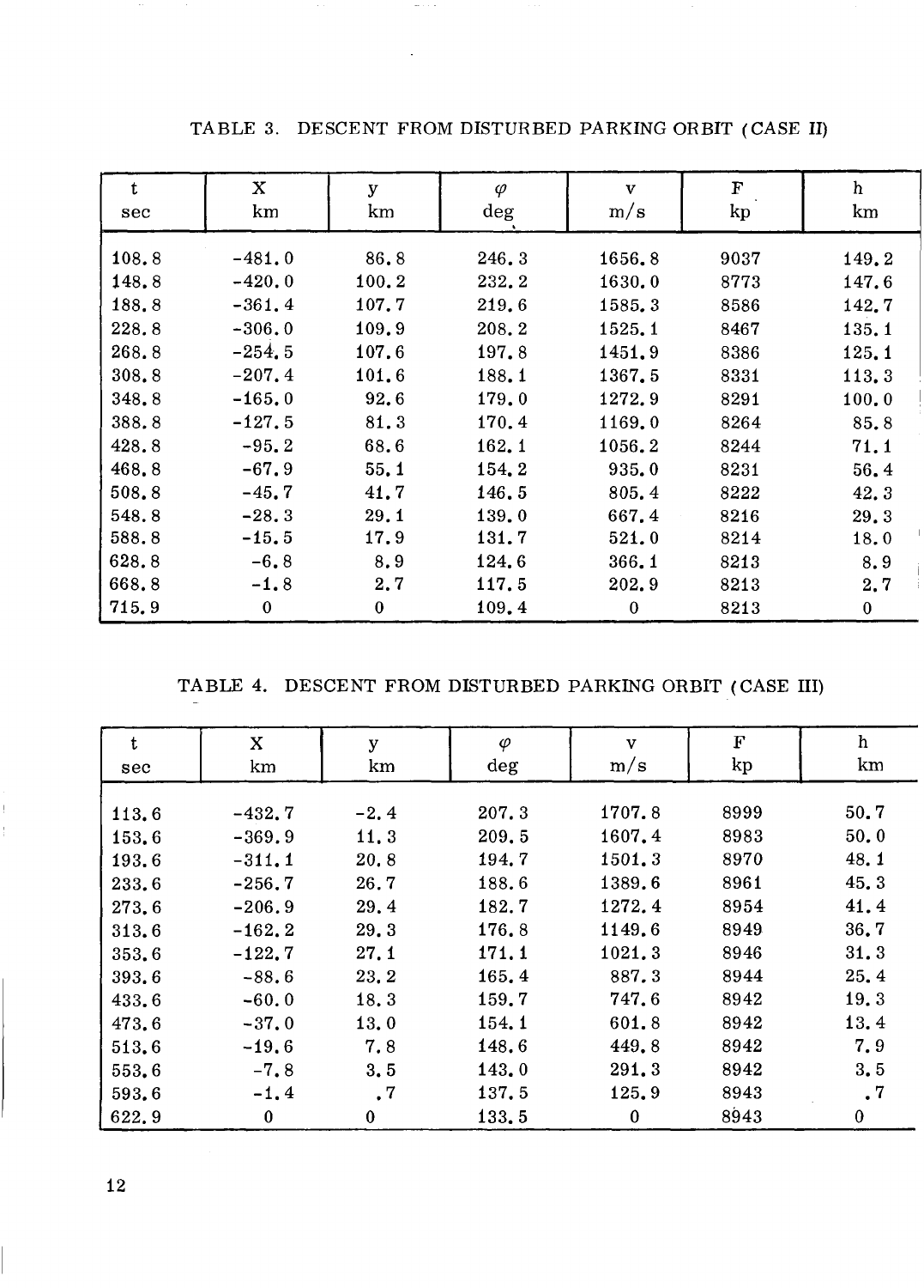TABLE 3. DESCENT FROM DISTURBED PARKING ORBIT (CASE II)

| t<br>sec | X<br>km | y<br>km | $\varphi$<br>deg | v<br>m/s | F<br>kp | h<br>km |
|---|---|---|---|---|---|---|
| 108.8 | -481.0 | 86.8 | 246.3 | 1656.8 | 9037 | 149.2 |
| 148.8 | -420.0 | 100.2 | 232.2 | 1630.0 | 8773 | 147.6 |
| 188.8 | -361.4 | 107.7 | 219.6 | 1585.3 | 8586 | 142.7 |
| 228.8 | -306.0 | 109.9 | 208.2 | 1525.1 | 8467 | 135.1 |
| 268.8 | -254.5 | 107.6 | 197.8 | 1451.9 | 8386 | 125.1 |
| 308.8 | -207.4 | 101.6 | 188.1 | 1367.5 | 8331 | 113.3 |
| 348.8 | -165.0 | 92.6 | 179.0 | 1272.9 | 8291 | 100.0 |
| 388.8 | -127.5 | 81.3 | 170.4 | 1169.0 | 8264 | 85.8 |
| 428.8 | -95.2 | 68.6 | 162.1 | 1056.2 | 8244 | 71.1 |
| 468.8 | -67.9 | 55.1 | 154.2 | 935.0 | 8231 | 56.4 |
| 508.8 | -45.7 | 41.7 | 146.5 | 805.4 | 8222 | 42.3 |
| 548.8 | -28.3 | 29.1 | 139.0 | 667.4 | 8216 | 29.3 |
| 588.8 | -15.5 | 17.9 | 131.7 | 521.0 | 8214 | 18.0 |
| 628.8 | -6.8 | 8.9 | 124.6 | 366.1 | 8213 | 8.9 |
| 668.8 | -1.8 | 2.7 | 117.5 | 202.9 | 8213 | 2.7 |
| 715.9 | 0 | 0 | 109.4 | 0 | 8213 | 0 |

TABLE 4. DESCENT FROM DISTURBED PARKING ORBIT (CASE III)

| t<br>sec | X<br>km | y<br>km | $\varphi$<br>deg | v<br>m/s | F<br>kp | h<br>km |
|---|---|---|---|---|---|---|
| 113.6 | -432.7 | -2.4 | 207.3 | 1707.8 | 8999 | 50.7 |
| 153.6 | -369.9 | 11.3 | 209.5 | 1607.4 | 8983 | 50.0 |
| 193.6 | -311.1 | 20.8 | 194.7 | 1501.3 | 8970 | 48.1 |
| 233.6 | -256.7 | 26.7 | 188.6 | 1389.6 | 8961 | 45.3 |
| 273.6 | -206.9 | 29.4 | 182.7 | 1272.4 | 8954 | 41.4 |
| 313.6 | -162.2 | 29.3 | 176.8 | 1149.6 | 8949 | 36.7 |
| 353.6 | -122.7 | 27.1 | 171.1 | 1021.3 | 8946 | 31.3 |
| 393.6 | -88.6 | 23.2 | 165.4 | 887.3 | 8944 | 25.4 |
| 433.6 | -60.0 | 18.3 | 159.7 | 747.6 | 8942 | 19.3 |
| 473.6 | -37.0 | 13.0 | 154.1 | 601.8 | 8942 | 13.4 |
| 513.6 | -19.6 | 7.8 | 148.6 | 449.8 | 8942 | 7.9 |
| 553.6 | -7.8 | 3.5 | 143.0 | 291.3 | 8942 | 3.5 |
| 593.6 | -1.4 | .7 | 137.5 | 125.9 | 8943 | .7 |
| 622.9 | 0 | 0 | 133.5 | 0 | 8943 | 0 |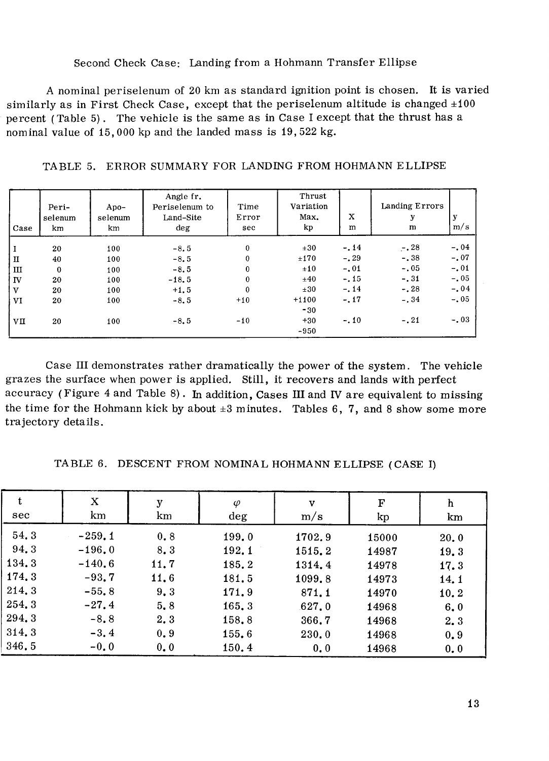### Second Check Case: Landing from a Hohmann Transfer Ellipse

A nominal periselenum of 20 km as standard ignition point is chosen. It is varied similarly as in First Check Case, except that the periselenum altitude is changed ±100 percent (Table 5). The vehicle is the same as in Case I except that the thrust has a nominal value of 15,000 kp and the landed mass is 19,522 kg.

TABLE 5. ERROR SUMMARY FOR LANDING FROM HOHMANN ELLIPSE

| Case | Peri-selenum km | Apo-selenum km | Angle fr. Periselenum to Land-Site deg | Time Error sec | Thrust Variation Max. kp | Landing Errors X m | y m | y m/s |
|---|---|---|---|---|---|---|---|---|
| I | 20 | 100 | -8.5 | 0 | ±30 | -.14 | -.28 | -.04 |
| II | 40 | 100 | -8.5 | 0 | ±170 | -.29 | -.38 | -.07 |
| III | 0 | 100 | -8.5 | 0 | ±10 | -.01 | -.05 | -.01 |
| IV | 20 | 100 | -18.5 | 0 | ±40 | -.15 | -.31 | -.05 |
| V | 20 | 100 | +1.5 | 0 | ±30 | -.14 | -.28 | -.04 |
| VI | 20 | 100 | -8.5 | +10 | +1100 -30 | -.17 | -.34 | -.05 |
| VII | 20 | 100 | -8.5 | -10 | +30 -950 | -.10 | -.21 | -.03 |

Case III demonstrates rather dramatically the power of the system. The vehicle grazes the surface when power is applied. Still, it recovers and lands with perfect accuracy (Figure 4 and Table 8). In addition, Cases III and IV are equivalent to missing the time for the Hohmann kick by about ±3 minutes. Tables 6, 7, and 8 show some more trajectory details.

TABLE 6. DESCENT FROM NOMINAL HOHMANN ELLIPSE (CASE I)

| t sec | X km | y km | $\varphi$ deg | v m/s | F kp | h km |
|---|---|---|---|---|---|---|
| 54.3 | -259.1 | 0.8 | 199.0 | 1702.9 | 15000 | 20.0 |
| 94.3 | -196.0 | 8.3 | 192.1 | 1515.2 | 14987 | 19.3 |
| 134.3 | -140.6 | 11.7 | 185.2 | 1314.4 | 14978 | 17.3 |
| 174.3 | -93.7 | 11.6 | 181.5 | 1099.8 | 14973 | 14.1 |
| 214.3 | -55.8 | 9.3 | 171.9 | 871.1 | 14970 | 10.2 |
| 254.3 | -27.4 | 5.8 | 165.3 | 627.0 | 14968 | 6.0 |
| 294.3 | -8.8 | 2.3 | 158.8 | 366.7 | 14968 | 2.3 |
| 314.3 | -3.4 | 0.9 | 155.6 | 230.0 | 14968 | 0.9 |
| 346.5 | -0.0 | 0.0 | 150.4 | 0.0 | 14968 | 0.0 |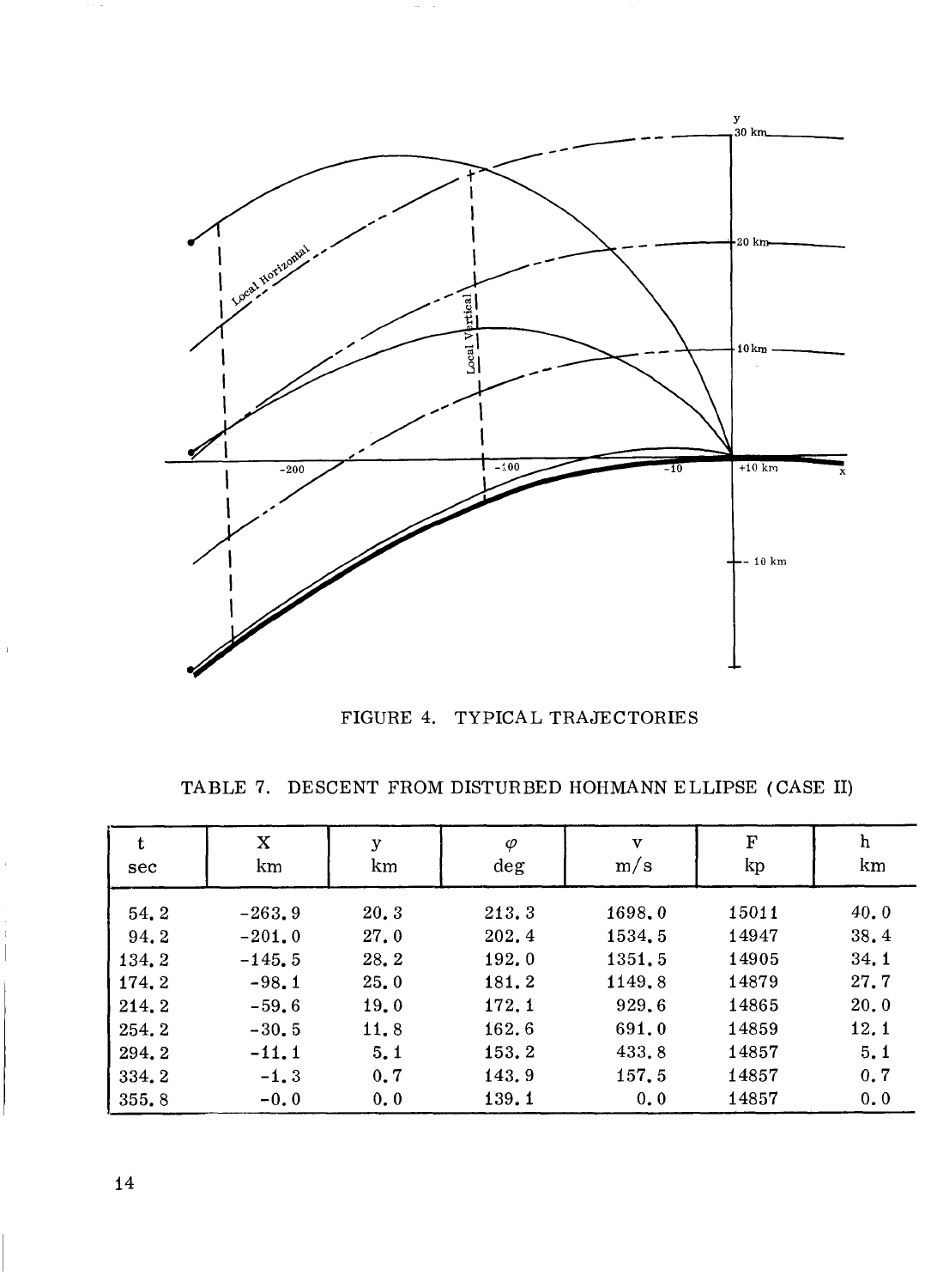FIGURE 4. TYPICAL TRAJECTORIES

TABLE 7. DESCENT FROM DISTURBED HOHMANN ELLIPSE (CASE II)

| t<br>sec | X<br>km | y<br>km | $\varphi$<br>deg | v<br>m/s | F<br>kp | h<br>km |
|---|---|---|---|---|---|---|
| 54.2 | -263.9 | 20.3 | 213.3 | 1698.0 | 15011 | 40.0 |
| 94.2 | -201.0 | 27.0 | 202.4 | 1534.5 | 14947 | 38.4 |
| 134.2 | -145.5 | 28.2 | 192.0 | 1351.5 | 14905 | 34.1 |
| 174.2 | -98.1 | 25.0 | 181.2 | 1149.8 | 14879 | 27.7 |
| 214.2 | -59.6 | 19.0 | 172.1 | 929.6 | 14865 | 20.0 |
| 254.2 | -30.5 | 11.8 | 162.6 | 691.0 | 14859 | 12.1 |
| 294.2 | -11.1 | 5.1 | 153.2 | 433.8 | 14857 | 5.1 |
| 334.2 | -1.3 | 0.7 | 143.9 | 157.5 | 14857 | 0.7 |
| 355.8 | -0.0 | 0.0 | 139.1 | 0.0 | 14857 | 0.0 |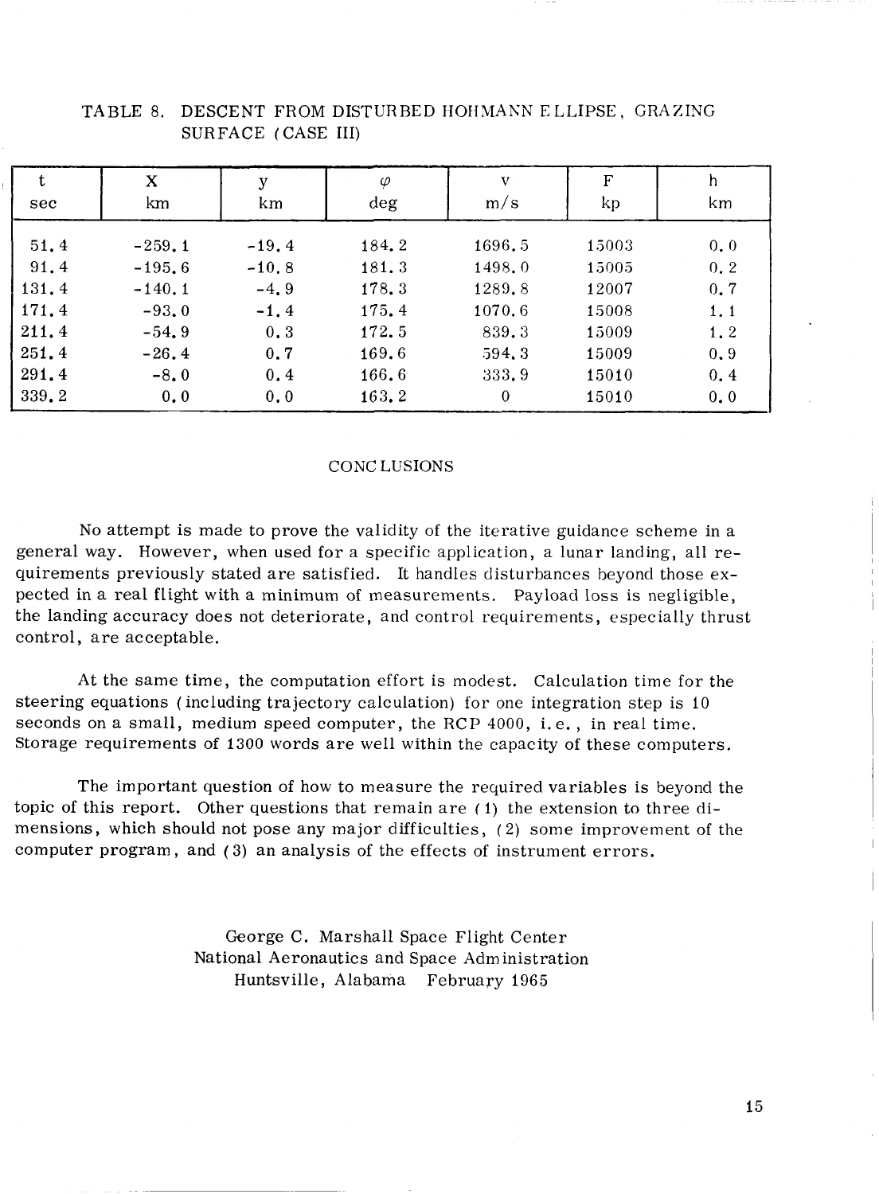TABLE 8. DESCENT FROM DISTURBED HOHMANN ELLIPSE, GRAZING SURFACE (CASE III)

| t<br>sec | X<br>km | y<br>km | $\varphi$<br>deg | v<br>m/s | F<br>kp | h<br>km |
|---|---|---|---|---|---|---|
| 51.4 | -259.1 | -19.4 | 184.2 | 1696.5 | 15003 | 0.0 |
| 91.4 | -195.6 | -10.8 | 181.3 | 1498.0 | 15005 | 0.2 |
| 131.4 | -140.1 | -4.9 | 178.3 | 1289.8 | 12007 | 0.7 |
| 171.4 | -93.0 | -1.4 | 175.4 | 1070.6 | 15008 | 1.1 |
| 211.4 | -54.9 | 0.3 | 172.5 | 839.3 | 15009 | 1.2 |
| 251.4 | -26.4 | 0.7 | 169.6 | 594.3 | 15009 | 0.9 |
| 291.4 | -8.0 | 0.4 | 166.6 | 333.9 | 15010 | 0.4 |
| 339.2 | 0.0 | 0.0 | 163.2 | 0 | 15010 | 0.0 |

## CONCLUSIONS

No attempt is made to prove the validity of the iterative guidance scheme in a general way. However, when used for a specific application, a lunar landing, all requirements previously stated are satisfied. It handles disturbances beyond those expected in a real flight with a minimum of measurements. Payload loss is negligible, the landing accuracy does not deteriorate, and control requirements, especially thrust control, are acceptable.

At the same time, the computation effort is modest. Calculation time for the steering equations (including trajectory calculation) for one integration step is 10 seconds on a small, medium speed computer, the RCP 4000, i.e., in real time. Storage requirements of 1300 words are well within the capacity of these computers.

The important question of how to measure the required variables is beyond the topic of this report. Other questions that remain are (1) the extension to three dimensions, which should not pose any major difficulties, (2) some improvement of the computer program, and (3) an analysis of the effects of instrument errors.

George C. Marshall Space Flight Center
National Aeronautics and Space Administration
Huntsville, Alabama February 1965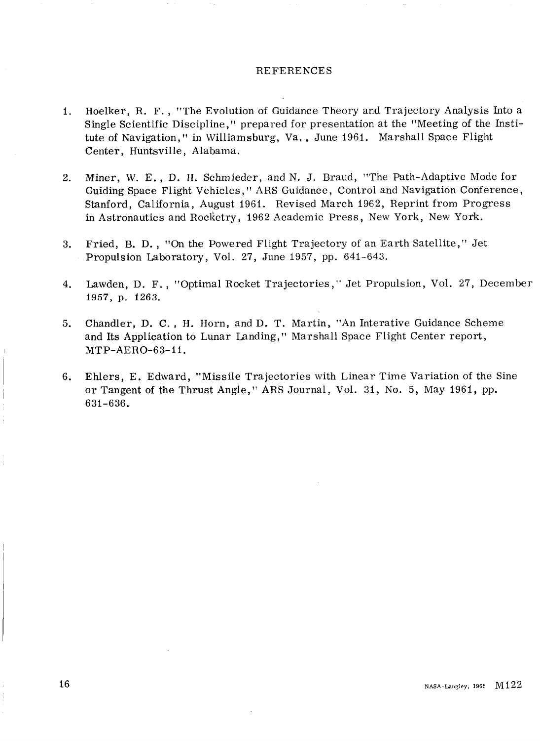## REFERENCES

1. Hoelker, R. F., "The Evolution of Guidance Theory and Trajectory Analysis Into a Single Scientific Discipline," prepared for presentation at the "Meeting of the Institute of Navigation," in Williamsburg, Va., June 1961. Marshall Space Flight Center, Huntsville, Alabama.

2. Miner, W. E., D. H. Schmieder, and N. J. Braud, "The Path-Adaptive Mode for Guiding Space Flight Vehicles," ARS Guidance, Control and Navigation Conference, Stanford, California, August 1961. Revised March 1962, Reprint from Progress in Astronautics and Rocketry, 1962 Academic Press, New York, New York.

3. Fried, B. D., "On the Powered Flight Trajectory of an Earth Satellite," Jet Propulsion Laboratory, Vol. 27, June 1957, pp. 641-643.

4. Lawden, D. F., "Optimal Rocket Trajectories," Jet Propulsion, Vol. 27, December 1957, p. 1263.

5. Chandler, D. C., H. Horn, and D. T. Martin, "An Interative Guidance Scheme and Its Application to Lunar Landing," Marshall Space Flight Center report, MTP-AERO-63-11.

6. Ehlers, E. Edward, "Missile Trajectories with Linear Time Variation of the Sine or Tangent of the Thrust Angle," ARS Journal, Vol. 31, No. 5, May 1961, pp. 631-636.

NASA-Langley, 1965 M122